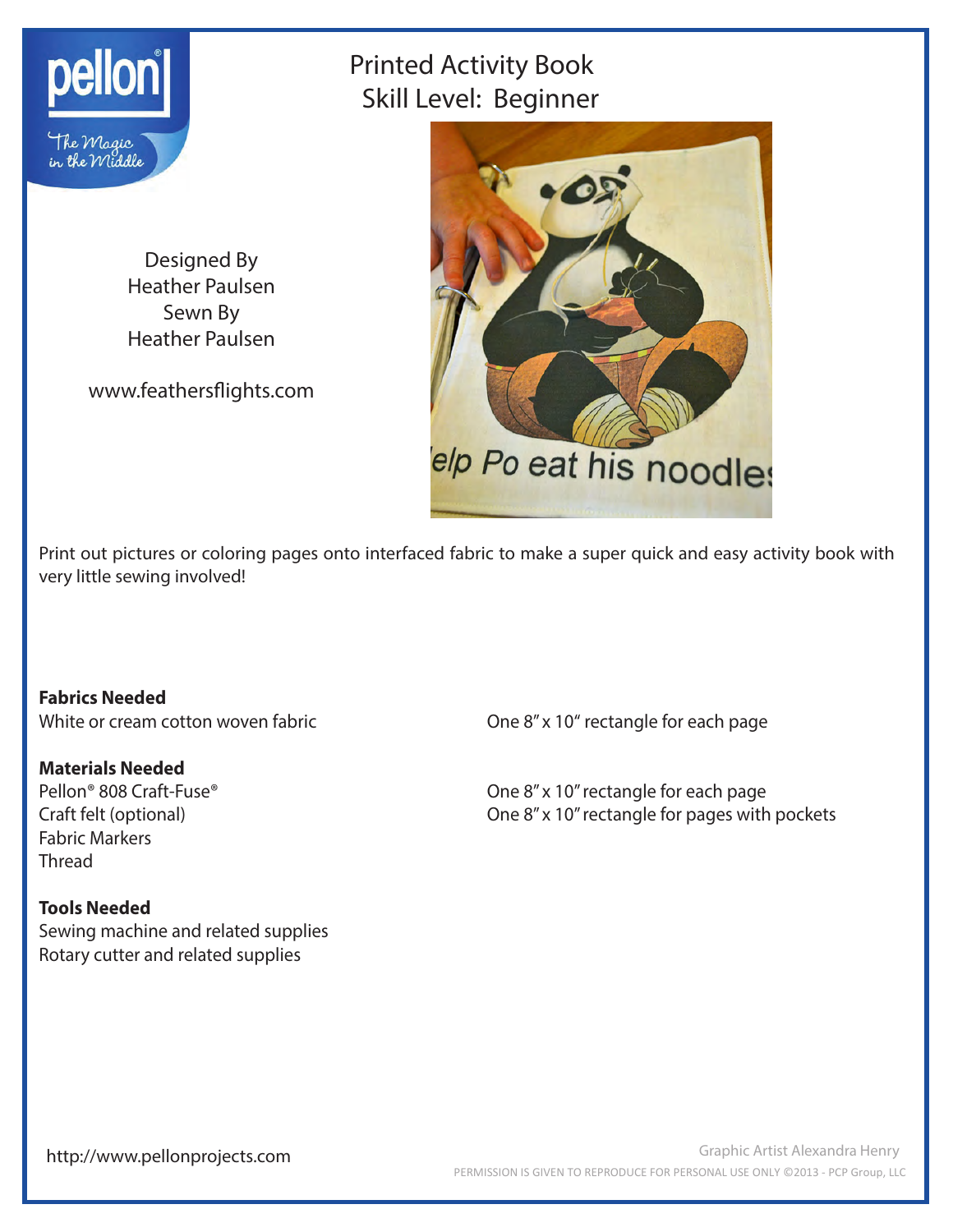# Printed Activity Book

## Skill Level: Beginner

Designed By
Heather Paulsen
Sewn By
Heather Paulsen

www.feathersflights.com

Print out pictures or coloring pages onto interfaced fabric to make a super quick and easy activity book with very little sewing involved!

**Fabrics Needed**

White or cream cotton woven fabric — One 8" x 10" rectangle for each page

**Materials Needed**

Pellon® 808 Craft-Fuse® — One 8" x 10" rectangle for each page
Craft felt (optional) — One 8" x 10" rectangle for pages with pockets
Fabric Markers
Thread

**Tools Needed**

Sewing machine and related supplies
Rotary cutter and related supplies

http://www.pellonprojects.com

Graphic Artist Alexandra Henry

PERMISSION IS GIVEN TO REPRODUCE FOR PERSONAL USE ONLY ©2013 - PCP Group, LLC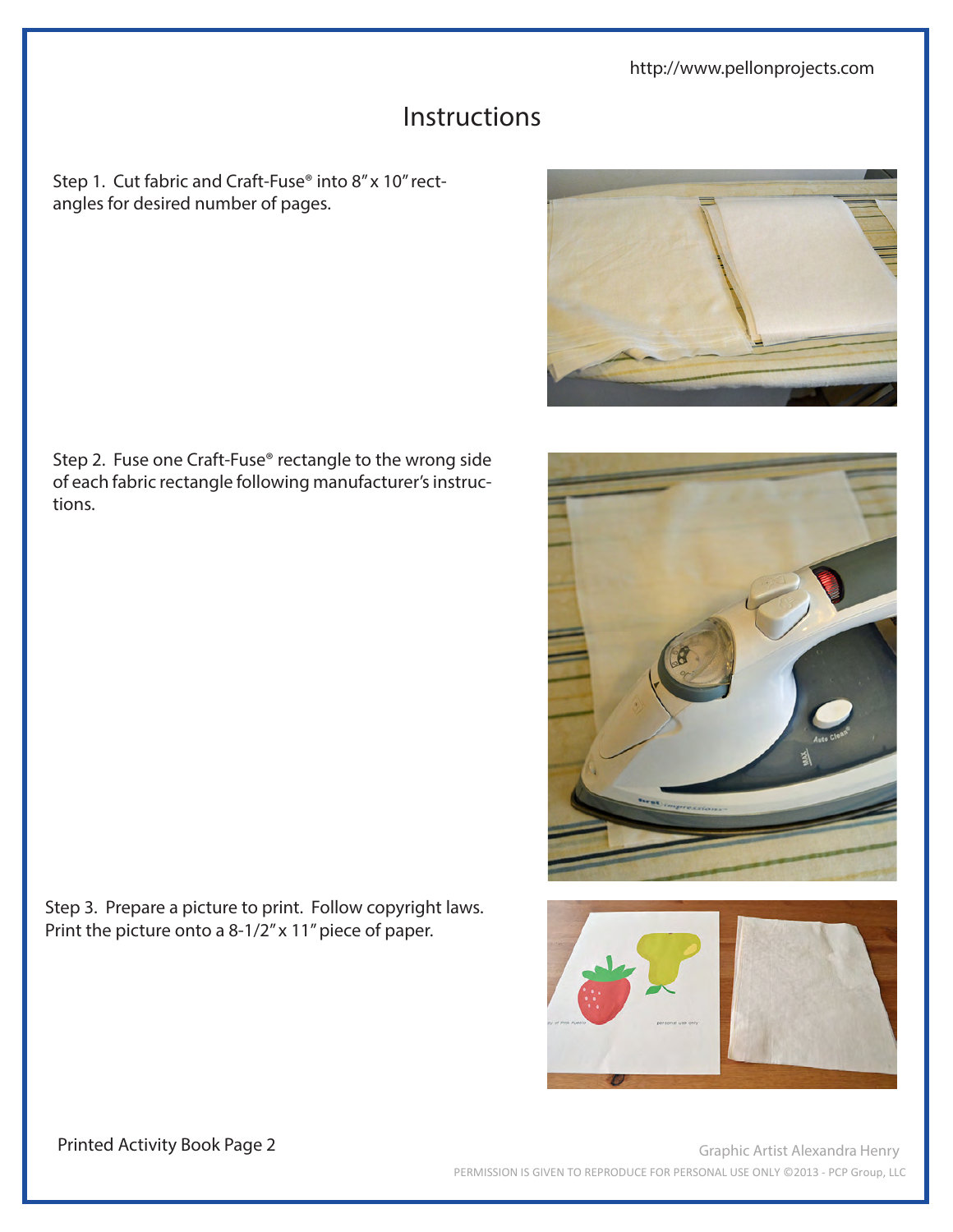# Instructions

Step 1. Cut fabric and Craft-Fuse® into 8" x 10" rectangles for desired number of pages.

Step 2. Fuse one Craft-Fuse® rectangle to the wrong side of each fabric rectangle following manufacturer's instructions.

Step 3. Prepare a picture to print. Follow copyright laws. Print the picture onto a 8-1/2" x 11" piece of paper.

Printed Activity Book Page 2

Graphic Artist Alexandra Henry

PERMISSION IS GIVEN TO REPRODUCE FOR PERSONAL USE ONLY ©2013 - PCP Group, LLC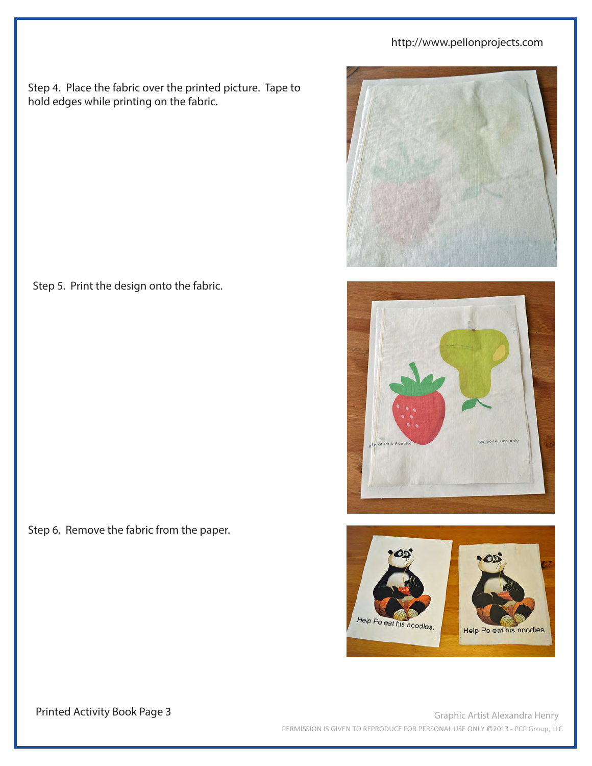Step 4. Place the fabric over the printed picture. Tape to hold edges while printing on the fabric.

Step 5. Print the design onto the fabric.

Step 6. Remove the fabric from the paper.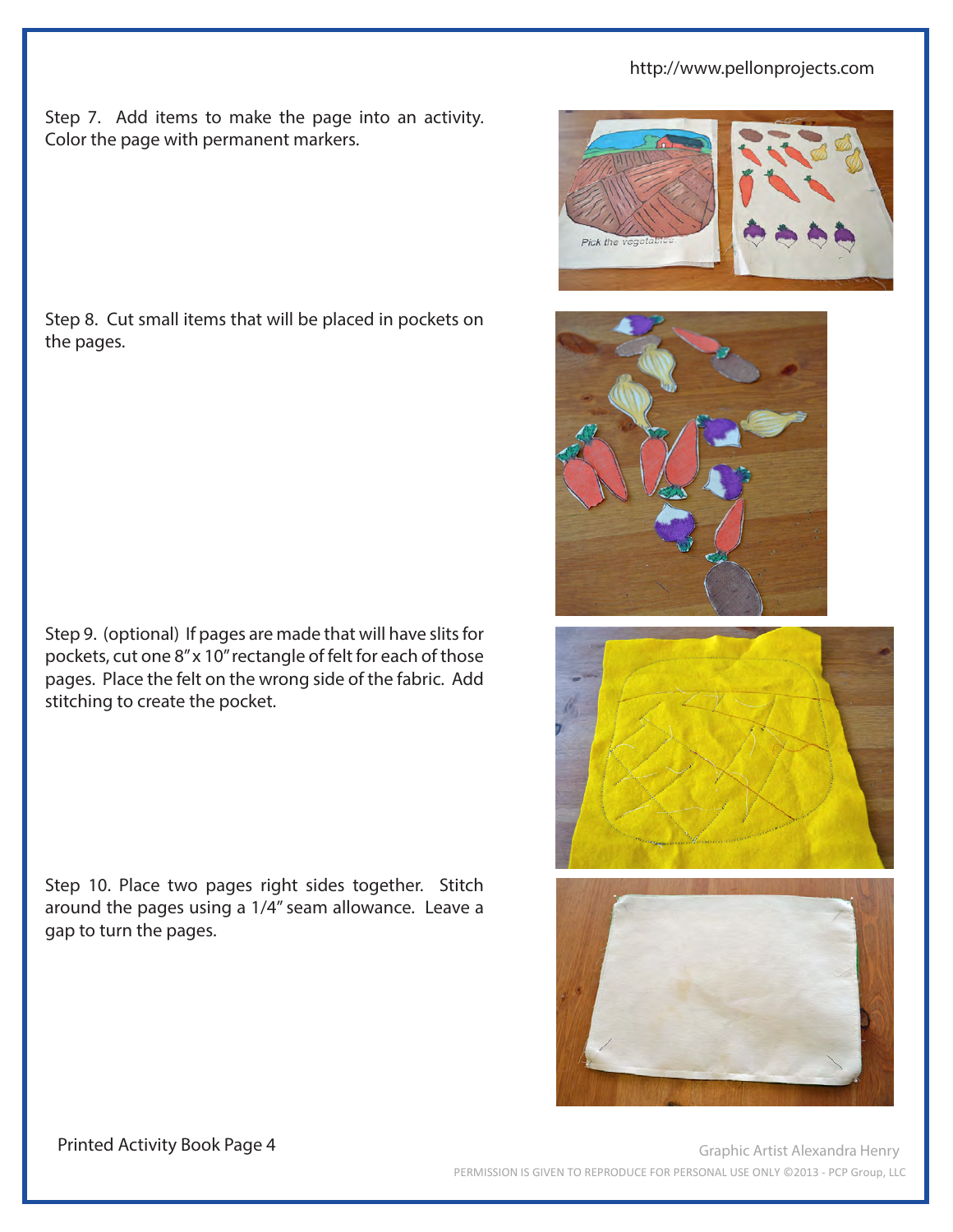Step 7. Add items to make the page into an activity. Color the page with permanent markers.

Step 8. Cut small items that will be placed in pockets on the pages.

Step 9. (optional) If pages are made that will have slits for pockets, cut one 8" x 10" rectangle of felt for each of those pages. Place the felt on the wrong side of the fabric. Add stitching to create the pocket.

Step 10. Place two pages right sides together. Stitch around the pages using a 1/4" seam allowance. Leave a gap to turn the pages.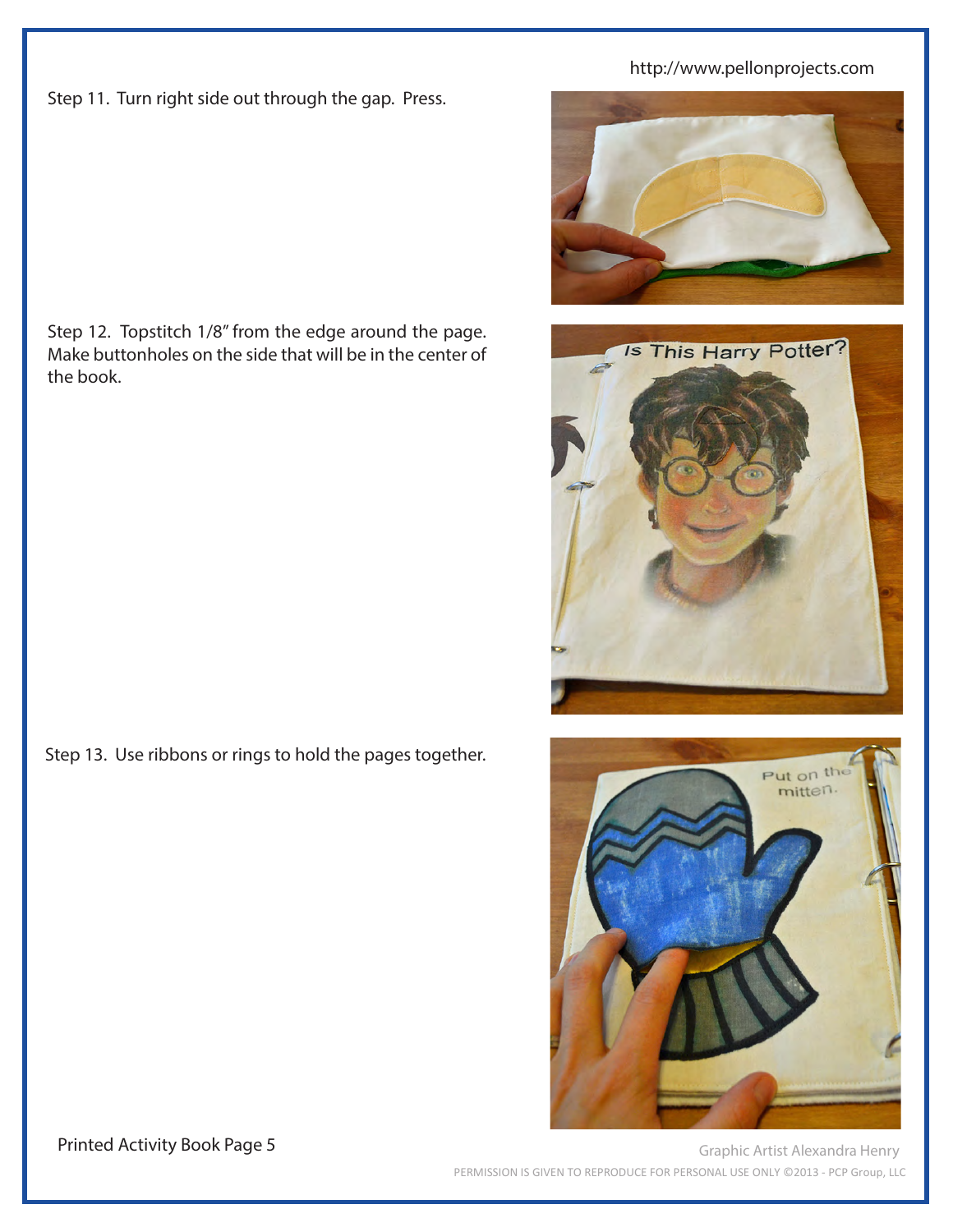Step 11. Turn right side out through the gap. Press.

Step 12. Topstitch 1/8" from the edge around the page. Make buttonholes on the side that will be in the center of the book.

Step 13. Use ribbons or rings to hold the pages together.

Printed Activity Book Page 5

Graphic Artist Alexandra Henry

PERMISSION IS GIVEN TO REPRODUCE FOR PERSONAL USE ONLY ©2013 - PCP Group, LLC